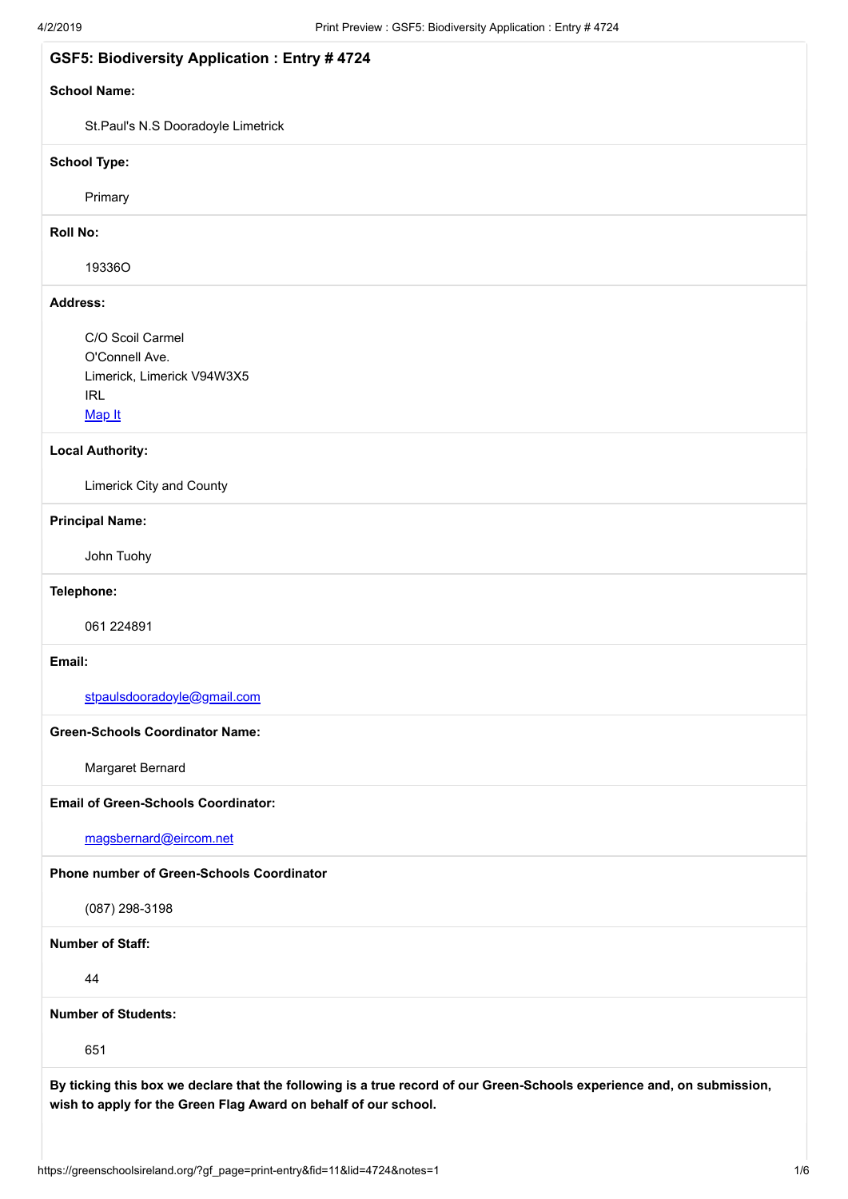## GSF5: Biodiversity Application : Entry # 4724

**School Name:**

St.Paul's N.S Dooradoyle Limetrick

**School Type:**

Primary

**Roll No:**

19336O

**Address:**

C/O Scoil Carmel
O'Connell Ave.
Limerick, Limerick V94W3X5
IRL
Map It

**Local Authority:**

Limerick City and County

**Principal Name:**

John Tuohy

**Telephone:**

061 224891

**Email:**

stpaulsdooradoyle@gmail.com

**Green-Schools Coordinator Name:**

Margaret Bernard

**Email of Green-Schools Coordinator:**

magsbernard@eircom.net

**Phone number of Green-Schools Coordinator**

(087) 298-3198

**Number of Staff:**

44

**Number of Students:**

651

**By ticking this box we declare that the following is a true record of our Green-Schools experience and, on submission, wish to apply for the Green Flag Award on behalf of our school.**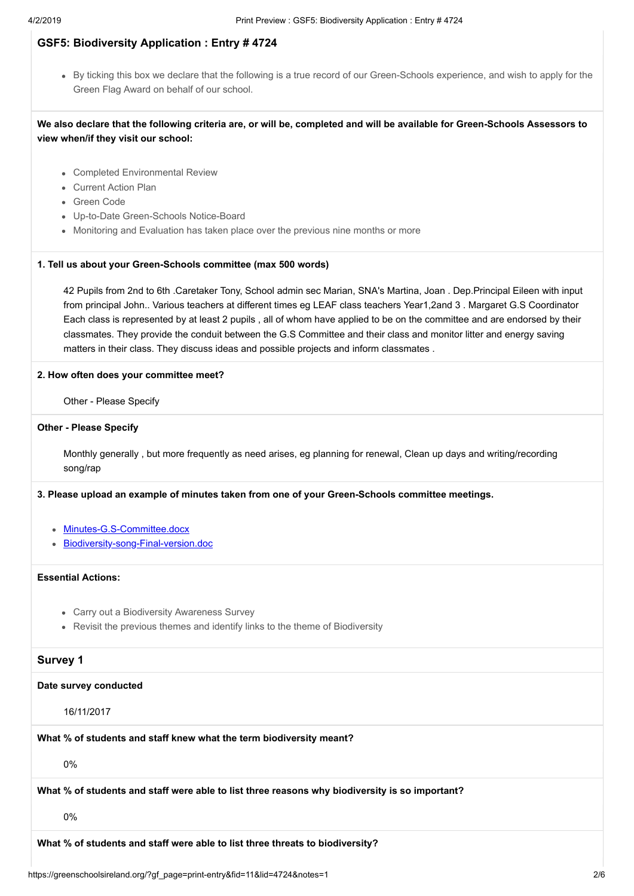## GSF5: Biodiversity Application : Entry # 4724

- By ticking this box we declare that the following is a true record of our Green-Schools experience, and wish to apply for the Green Flag Award on behalf of our school.

**We also declare that the following criteria are, or will be, completed and will be available for Green-Schools Assessors to view when/if they visit our school:**

- Completed Environmental Review
- Current Action Plan
- Green Code
- Up-to-Date Green-Schools Notice-Board
- Monitoring and Evaluation has taken place over the previous nine months or more

**1. Tell us about your Green-Schools committee (max 500 words)**

42 Pupils from 2nd to 6th .Caretaker Tony, School admin sec Marian, SNA's Martina, Joan . Dep.Principal Eileen with input from principal John.. Various teachers at different times eg LEAF class teachers Year1,2and 3 . Margaret G.S Coordinator Each class is represented by at least 2 pupils , all of whom have applied to be on the committee and are endorsed by their classmates. They provide the conduit between the G.S Committee and their class and monitor litter and energy saving matters in their class. They discuss ideas and possible projects and inform classmates .

**2. How often does your committee meet?**

Other - Please Specify

**Other - Please Specify**

Monthly generally , but more frequently as need arises, eg planning for renewal, Clean up days and writing/recording song/rap

**3. Please upload an example of minutes taken from one of your Green-Schools committee meetings.**

- Minutes-G.S-Committee.docx
- Biodiversity-song-Final-version.doc

**Essential Actions:**

- Carry out a Biodiversity Awareness Survey
- Revisit the previous themes and identify links to the theme of Biodiversity

### Survey 1

**Date survey conducted**

16/11/2017

**What % of students and staff knew what the term biodiversity meant?**

0%

**What % of students and staff were able to list three reasons why biodiversity is so important?**

0%

**What % of students and staff were able to list three threats to biodiversity?**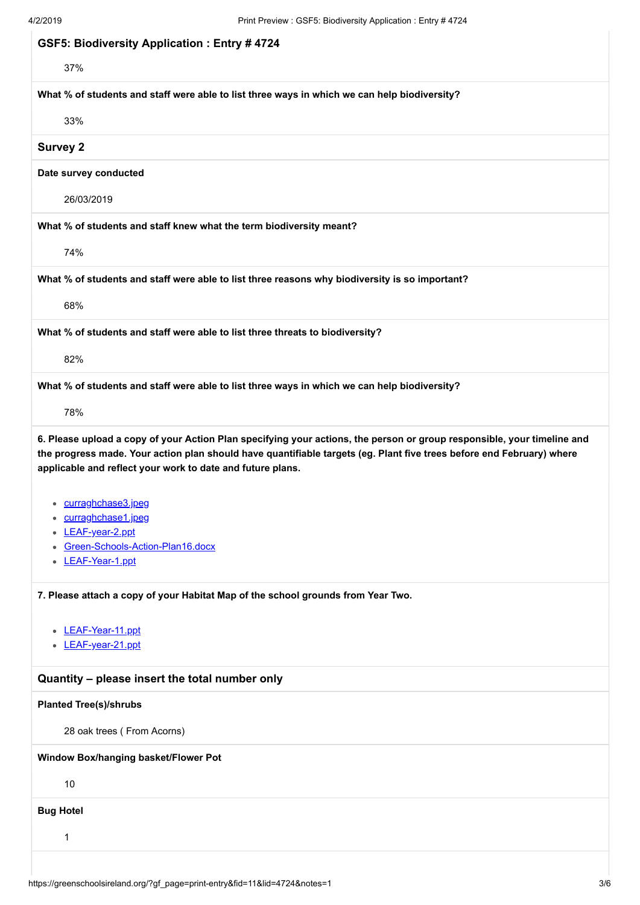## GSF5: Biodiversity Application : Entry # 4724

37%

**What % of students and staff were able to list three ways in which we can help biodiversity?**

33%

### Survey 2

**Date survey conducted**

26/03/2019

**What % of students and staff knew what the term biodiversity meant?**

74%

**What % of students and staff were able to list three reasons why biodiversity is so important?**

68%

**What % of students and staff were able to list three threats to biodiversity?**

82%

**What % of students and staff were able to list three ways in which we can help biodiversity?**

78%

**6. Please upload a copy of your Action Plan specifying your actions, the person or group responsible, your timeline and the progress made. Your action plan should have quantifiable targets (eg. Plant five trees before end February) where applicable and reflect your work to date and future plans.**

- curraghchase3.jpeg
- curraghchase1.jpeg
- LEAF-year-2.ppt
- Green-Schools-Action-Plan16.docx
- LEAF-Year-1.ppt

**7. Please attach a copy of your Habitat Map of the school grounds from Year Two.**

- LEAF-Year-11.ppt
- LEAF-year-21.ppt

### Quantity – please insert the total number only

**Planted Tree(s)/shrubs**

28 oak trees ( From Acorns)

**Window Box/hanging basket/Flower Pot**

10

**Bug Hotel**

1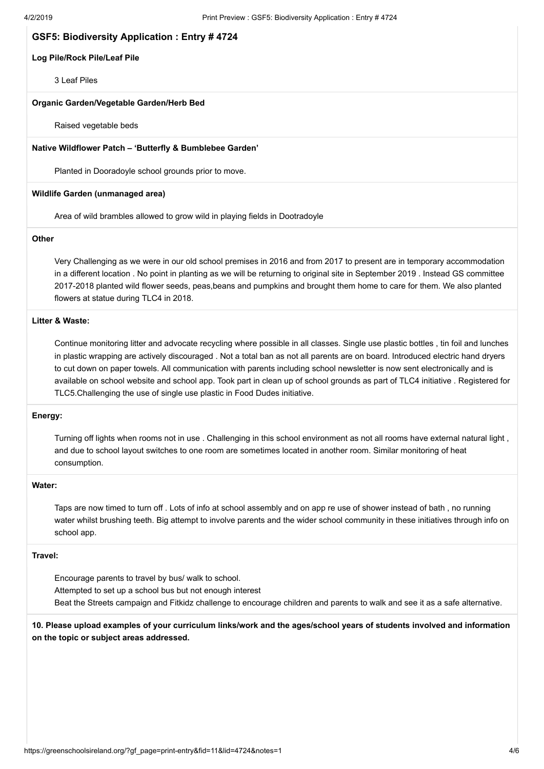## GSF5: Biodiversity Application : Entry # 4724

**Log Pile/Rock Pile/Leaf Pile**

3 Leaf Piles

**Organic Garden/Vegetable Garden/Herb Bed**

Raised vegetable beds

**Native Wildflower Patch – 'Butterfly & Bumblebee Garden'**

Planted in Dooradoyle school grounds prior to move.

**Wildlife Garden (unmanaged area)**

Area of wild brambles allowed to grow wild in playing fields in Dootradoyle

**Other**

Very Challenging as we were in our old school premises in 2016 and from 2017 to present are in temporary accommodation in a different location . No point in planting as we will be returning to original site in September 2019 . Instead GS committee 2017-2018 planted wild flower seeds, peas,beans and pumpkins and brought them home to care for them. We also planted flowers at statue during TLC4 in 2018.

**Litter & Waste:**

Continue monitoring litter and advocate recycling where possible in all classes. Single use plastic bottles , tin foil and lunches in plastic wrapping are actively discouraged . Not a total ban as not all parents are on board. Introduced electric hand dryers to cut down on paper towels. All communication with parents including school newsletter is now sent electronically and is available on school website and school app. Took part in clean up of school grounds as part of TLC4 initiative . Registered for TLC5.Challenging the use of single use plastic in Food Dudes initiative.

**Energy:**

Turning off lights when rooms not in use . Challenging in this school environment as not all rooms have external natural light , and due to school layout switches to one room are sometimes located in another room. Similar monitoring of heat consumption.

**Water:**

Taps are now timed to turn off . Lots of info at school assembly and on app re use of shower instead of bath , no running water whilst brushing teeth. Big attempt to involve parents and the wider school community in these initiatives through info on school app.

**Travel:**

Encourage parents to travel by bus/ walk to school.
Attempted to set up a school bus but not enough interest
Beat the Streets campaign and Fitkidz challenge to encourage children and parents to walk and see it as a safe alternative.

**10. Please upload examples of your curriculum links/work and the ages/school years of students involved and information on the topic or subject areas addressed.**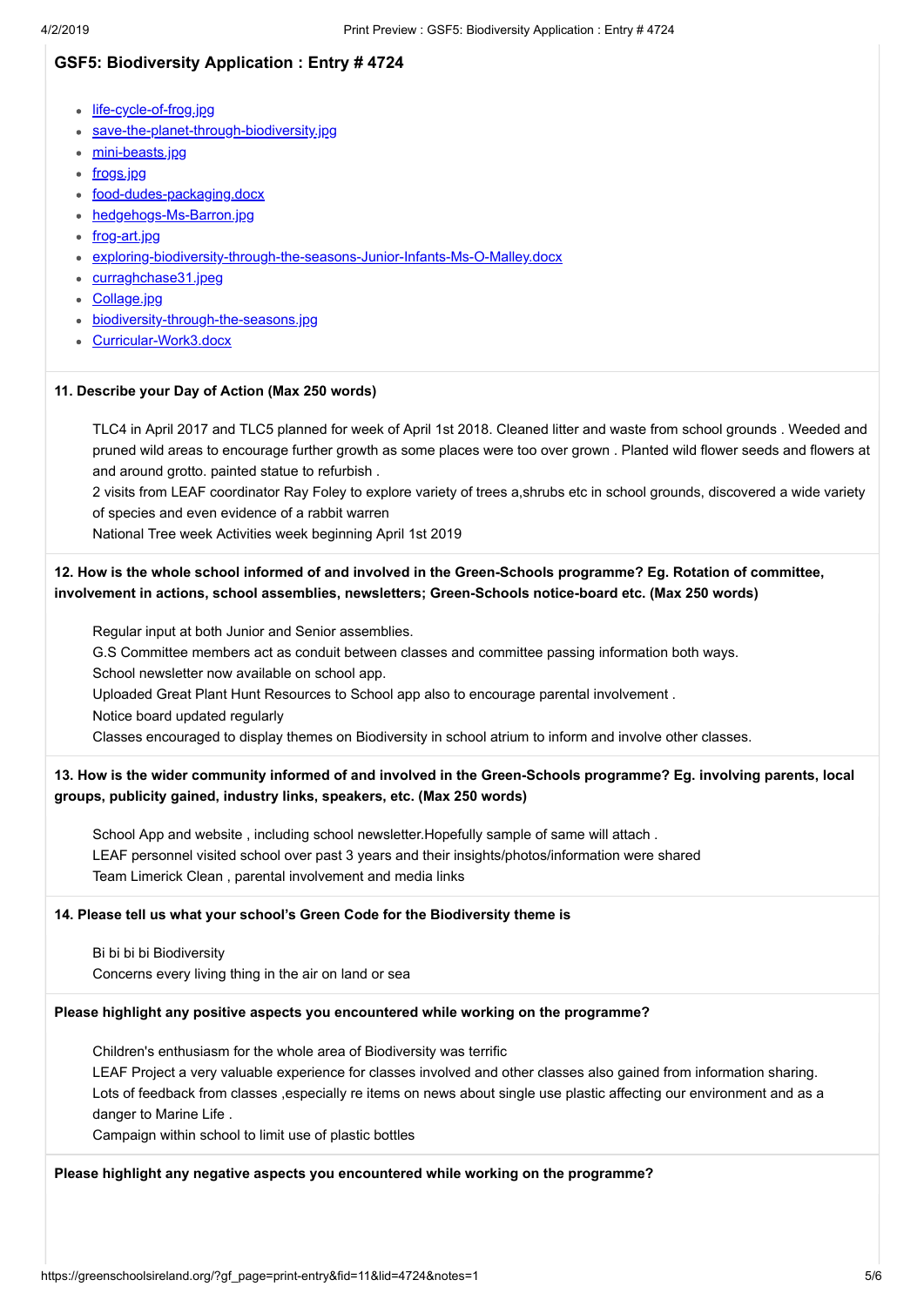## GSF5: Biodiversity Application : Entry # 4724

- life-cycle-of-frog.jpg
- save-the-planet-through-biodiversity.jpg
- mini-beasts.jpg
- frogs.jpg
- food-dudes-packaging.docx
- hedgehogs-Ms-Barron.jpg
- frog-art.jpg
- exploring-biodiversity-through-the-seasons-Junior-Infants-Ms-O-Malley.docx
- curraghchase31.jpeg
- Collage.jpg
- biodiversity-through-the-seasons.jpg
- Curricular-Work3.docx

**11. Describe your Day of Action (Max 250 words)**

TLC4 in April 2017 and TLC5 planned for week of April 1st 2018. Cleaned litter and waste from school grounds . Weeded and pruned wild areas to encourage further growth as some places were too over grown . Planted wild flower seeds and flowers at and around grotto. painted statue to refurbish .
2 visits from LEAF coordinator Ray Foley to explore variety of trees a,shrubs etc in school grounds, discovered a wide variety of species and even evidence of a rabbit warren
National Tree week Activities week beginning April 1st 2019

**12. How is the whole school informed of and involved in the Green-Schools programme? Eg. Rotation of committee, involvement in actions, school assemblies, newsletters; Green-Schools notice-board etc. (Max 250 words)**

Regular input at both Junior and Senior assemblies.
G.S Committee members act as conduit between classes and committee passing information both ways.
School newsletter now available on school app.
Uploaded Great Plant Hunt Resources to School app also to encourage parental involvement .
Notice board updated regularly
Classes encouraged to display themes on Biodiversity in school atrium to inform and involve other classes.

**13. How is the wider community informed of and involved in the Green-Schools programme? Eg. involving parents, local groups, publicity gained, industry links, speakers, etc. (Max 250 words)**

School App and website , including school newsletter.Hopefully sample of same will attach .
LEAF personnel visited school over past 3 years and their insights/photos/information were shared
Team Limerick Clean , parental involvement and media links

**14. Please tell us what your school's Green Code for the Biodiversity theme is**

Bi bi bi bi Biodiversity
Concerns every living thing in the air on land or sea

**Please highlight any positive aspects you encountered while working on the programme?**

Children's enthusiasm for the whole area of Biodiversity was terrific
LEAF Project a very valuable experience for classes involved and other classes also gained from information sharing.
Lots of feedback from classes ,especially re items on news about single use plastic affecting our environment and as a danger to Marine Life .
Campaign within school to limit use of plastic bottles

**Please highlight any negative aspects you encountered while working on the programme?**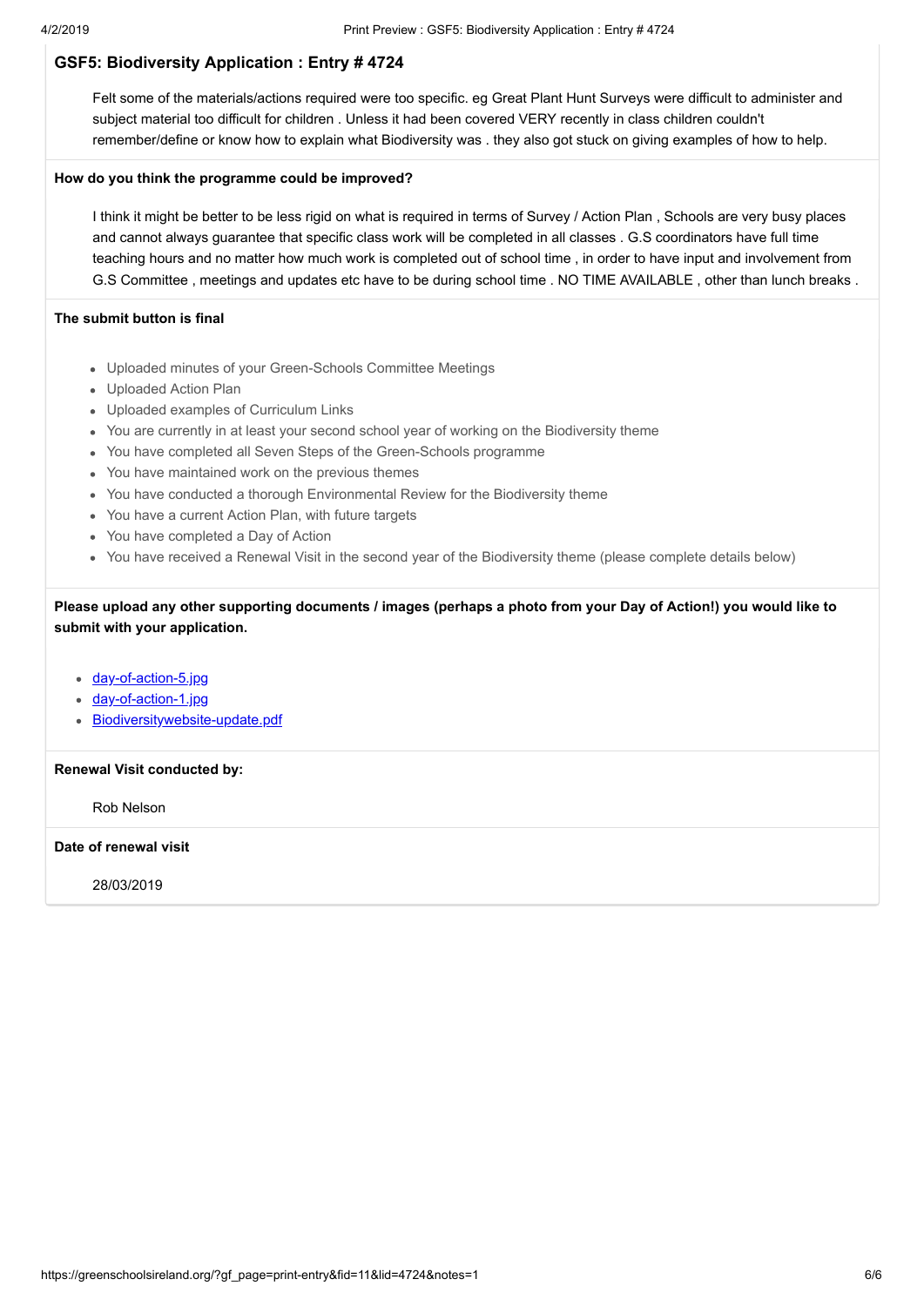## GSF5: Biodiversity Application : Entry # 4724

Felt some of the materials/actions required were too specific. eg Great Plant Hunt Surveys were difficult to administer and subject material too difficult for children . Unless it had been covered VERY recently in class children couldn't remember/define or know how to explain what Biodiversity was . they also got stuck on giving examples of how to help.

**How do you think the programme could be improved?**

I think it might be better to be less rigid on what is required in terms of Survey / Action Plan , Schools are very busy places and cannot always guarantee that specific class work will be completed in all classes . G.S coordinators have full time teaching hours and no matter how much work is completed out of school time , in order to have input and involvement from G.S Committee , meetings and updates etc have to be during school time . NO TIME AVAILABLE , other than lunch breaks .

**The submit button is final**

- Uploaded minutes of your Green-Schools Committee Meetings
- Uploaded Action Plan
- Uploaded examples of Curriculum Links
- You are currently in at least your second school year of working on the Biodiversity theme
- You have completed all Seven Steps of the Green-Schools programme
- You have maintained work on the previous themes
- You have conducted a thorough Environmental Review for the Biodiversity theme
- You have a current Action Plan, with future targets
- You have completed a Day of Action
- You have received a Renewal Visit in the second year of the Biodiversity theme (please complete details below)

**Please upload any other supporting documents / images (perhaps a photo from your Day of Action!) you would like to submit with your application.**

- day-of-action-5.jpg
- day-of-action-1.jpg
- Biodiversitywebsite-update.pdf

**Renewal Visit conducted by:**

Rob Nelson

**Date of renewal visit**

28/03/2019